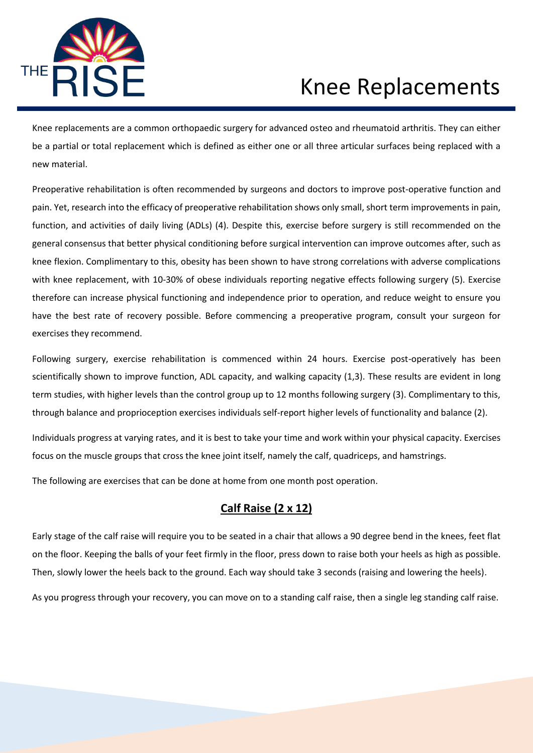# Knee Replacements

Knee replacements are a common orthopaedic surgery for advanced osteo and rheumatoid arthritis. They can either be a partial or total replacement which is defined as either one or all three articular surfaces being replaced with a new material.

Preoperative rehabilitation is often recommended by surgeons and doctors to improve post-operative function and pain. Yet, research into the efficacy of preoperative rehabilitation shows only small, short term improvements in pain, function, and activities of daily living (ADLs) (4). Despite this, exercise before surgery is still recommended on the general consensus that better physical conditioning before surgical intervention can improve outcomes after, such as knee flexion. Complimentary to this, obesity has been shown to have strong correlations with adverse complications with knee replacement, with 10-30% of obese individuals reporting negative effects following surgery (5). Exercise therefore can increase physical functioning and independence prior to operation, and reduce weight to ensure you have the best rate of recovery possible. Before commencing a preoperative program, consult your surgeon for exercises they recommend.

Following surgery, exercise rehabilitation is commenced within 24 hours. Exercise post-operatively has been scientifically shown to improve function, ADL capacity, and walking capacity (1,3). These results are evident in long term studies, with higher levels than the control group up to 12 months following surgery (3). Complimentary to this, through balance and proprioception exercises individuals self-report higher levels of functionality and balance (2).

Individuals progress at varying rates, and it is best to take your time and work within your physical capacity. Exercises focus on the muscle groups that cross the knee joint itself, namely the calf, quadriceps, and hamstrings.

The following are exercises that can be done at home from one month post operation.

## Calf Raise (2 x 12)

Early stage of the calf raise will require you to be seated in a chair that allows a 90 degree bend in the knees, feet flat on the floor. Keeping the balls of your feet firmly in the floor, press down to raise both your heels as high as possible. Then, slowly lower the heels back to the ground. Each way should take 3 seconds (raising and lowering the heels).

As you progress through your recovery, you can move on to a standing calf raise, then a single leg standing calf raise.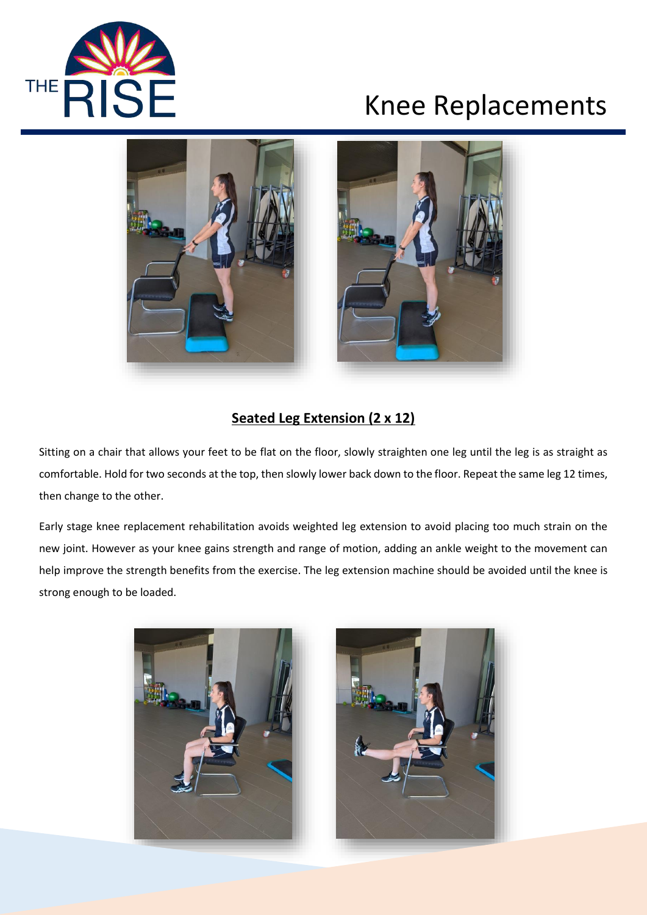# Knee Replacements

## Seated Leg Extension (2 x 12)

Sitting on a chair that allows your feet to be flat on the floor, slowly straighten one leg until the leg is as straight as comfortable. Hold for two seconds at the top, then slowly lower back down to the floor. Repeat the same leg 12 times, then change to the other.

Early stage knee replacement rehabilitation avoids weighted leg extension to avoid placing too much strain on the new joint. However as your knee gains strength and range of motion, adding an ankle weight to the movement can help improve the strength benefits from the exercise. The leg extension machine should be avoided until the knee is strong enough to be loaded.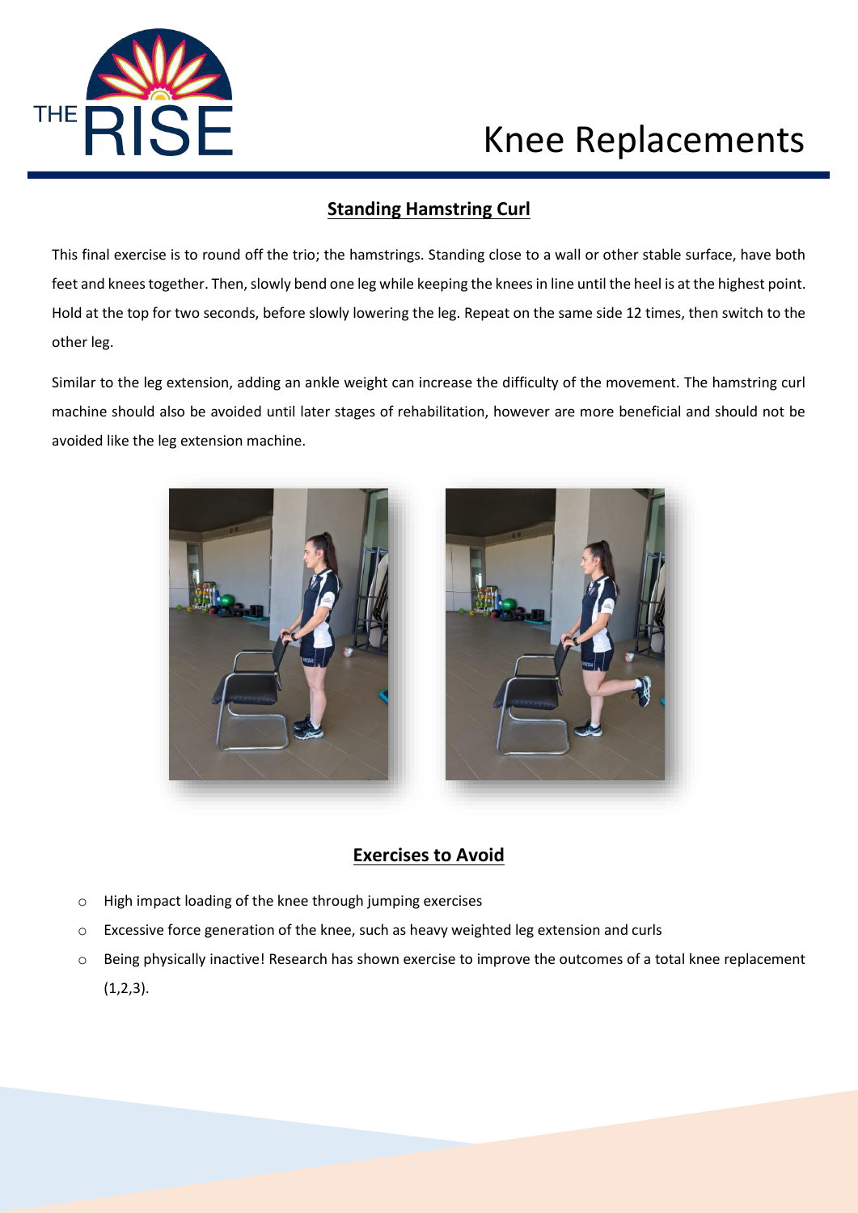## Standing Hamstring Curl

This final exercise is to round off the trio; the hamstrings. Standing close to a wall or other stable surface, have both feet and knees together. Then, slowly bend one leg while keeping the knees in line until the heel is at the highest point. Hold at the top for two seconds, before slowly lowering the leg. Repeat on the same side 12 times, then switch to the other leg.

Similar to the leg extension, adding an ankle weight can increase the difficulty of the movement. The hamstring curl machine should also be avoided until later stages of rehabilitation, however are more beneficial and should not be avoided like the leg extension machine.

## Exercises to Avoid

- High impact loading of the knee through jumping exercises
- Excessive force generation of the knee, such as heavy weighted leg extension and curls
- Being physically inactive! Research has shown exercise to improve the outcomes of a total knee replacement (1,2,3).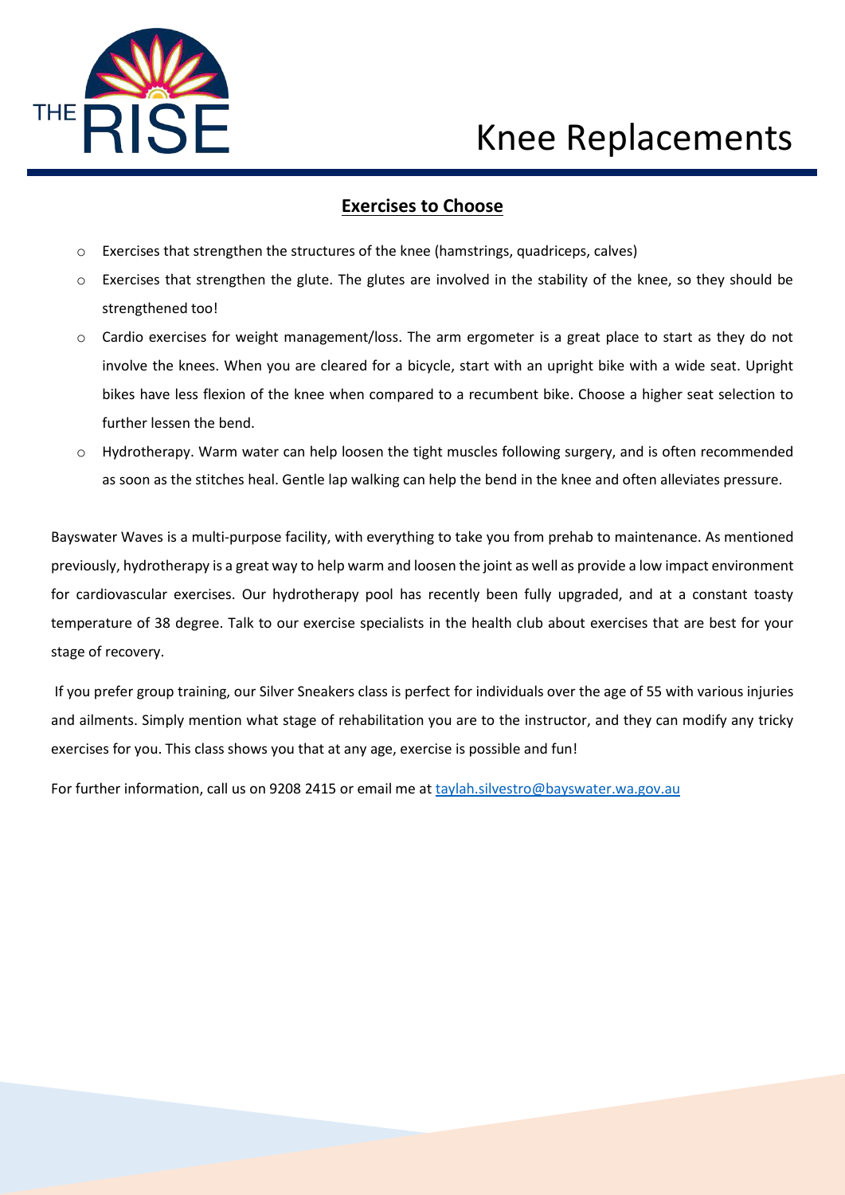# Knee Replacements

## Exercises to Choose

- Exercises that strengthen the structures of the knee (hamstrings, quadriceps, calves)
- Exercises that strengthen the glute. The glutes are involved in the stability of the knee, so they should be strengthened too!
- Cardio exercises for weight management/loss. The arm ergometer is a great place to start as they do not involve the knees. When you are cleared for a bicycle, start with an upright bike with a wide seat. Upright bikes have less flexion of the knee when compared to a recumbent bike. Choose a higher seat selection to further lessen the bend.
- Hydrotherapy. Warm water can help loosen the tight muscles following surgery, and is often recommended as soon as the stitches heal. Gentle lap walking can help the bend in the knee and often alleviates pressure.

Bayswater Waves is a multi-purpose facility, with everything to take you from prehab to maintenance. As mentioned previously, hydrotherapy is a great way to help warm and loosen the joint as well as provide a low impact environment for cardiovascular exercises. Our hydrotherapy pool has recently been fully upgraded, and at a constant toasty temperature of 38 degree. Talk to our exercise specialists in the health club about exercises that are best for your stage of recovery.

If you prefer group training, our Silver Sneakers class is perfect for individuals over the age of 55 with various injuries and ailments. Simply mention what stage of rehabilitation you are to the instructor, and they can modify any tricky exercises for you. This class shows you that at any age, exercise is possible and fun!

For further information, call us on 9208 2415 or email me at taylah.silvestro@bayswater.wa.gov.au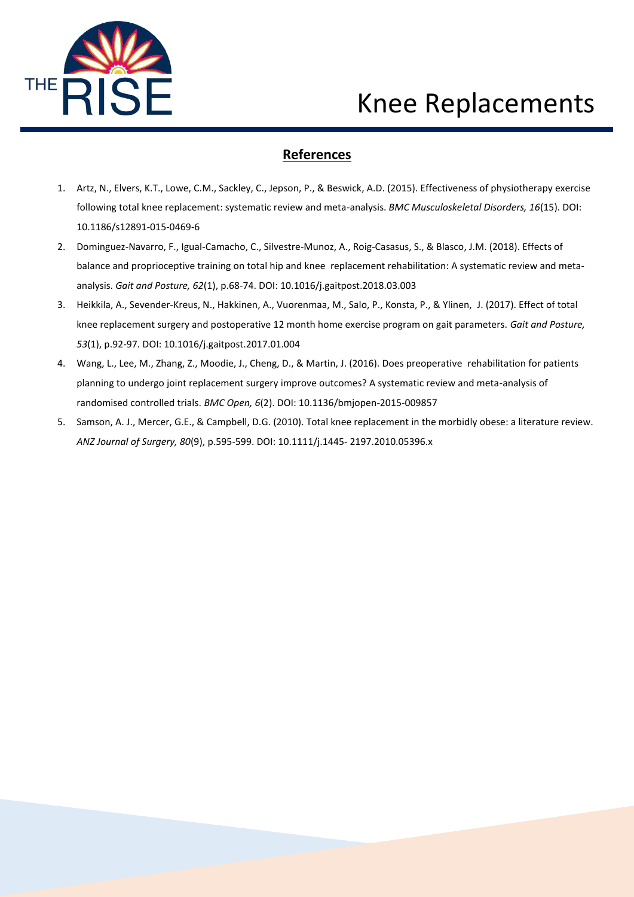## References

1. Artz, N., Elvers, K.T., Lowe, C.M., Sackley, C., Jepson, P., & Beswick, A.D. (2015). Effectiveness of physiotherapy exercise following total knee replacement: systematic review and meta-analysis. *BMC Musculoskeletal Disorders, 16*(15). DOI: 10.1186/s12891-015-0469-6
2. Dominguez-Navarro, F., Igual-Camacho, C., Silvestre-Munoz, A., Roig-Casasus, S., & Blasco, J.M. (2018). Effects of balance and proprioceptive training on total hip and knee replacement rehabilitation: A systematic review and meta-analysis. *Gait and Posture, 62*(1), p.68-74. DOI: 10.1016/j.gaitpost.2018.03.003
3. Heikkila, A., Sevender-Kreus, N., Hakkinen, A., Vuorenmaa, M., Salo, P., Konsta, P., & Ylinen, J. (2017). Effect of total knee replacement surgery and postoperative 12 month home exercise program on gait parameters. *Gait and Posture, 53*(1), p.92-97. DOI: 10.1016/j.gaitpost.2017.01.004
4. Wang, L., Lee, M., Zhang, Z., Moodie, J., Cheng, D., & Martin, J. (2016). Does preoperative rehabilitation for patients planning to undergo joint replacement surgery improve outcomes? A systematic review and meta-analysis of randomised controlled trials. *BMC Open, 6*(2). DOI: 10.1136/bmjopen-2015-009857
5. Samson, A. J., Mercer, G.E., & Campbell, D.G. (2010). Total knee replacement in the morbidly obese: a literature review. *ANZ Journal of Surgery, 80*(9), p.595-599. DOI: 10.1111/j.1445- 2197.2010.05396.x